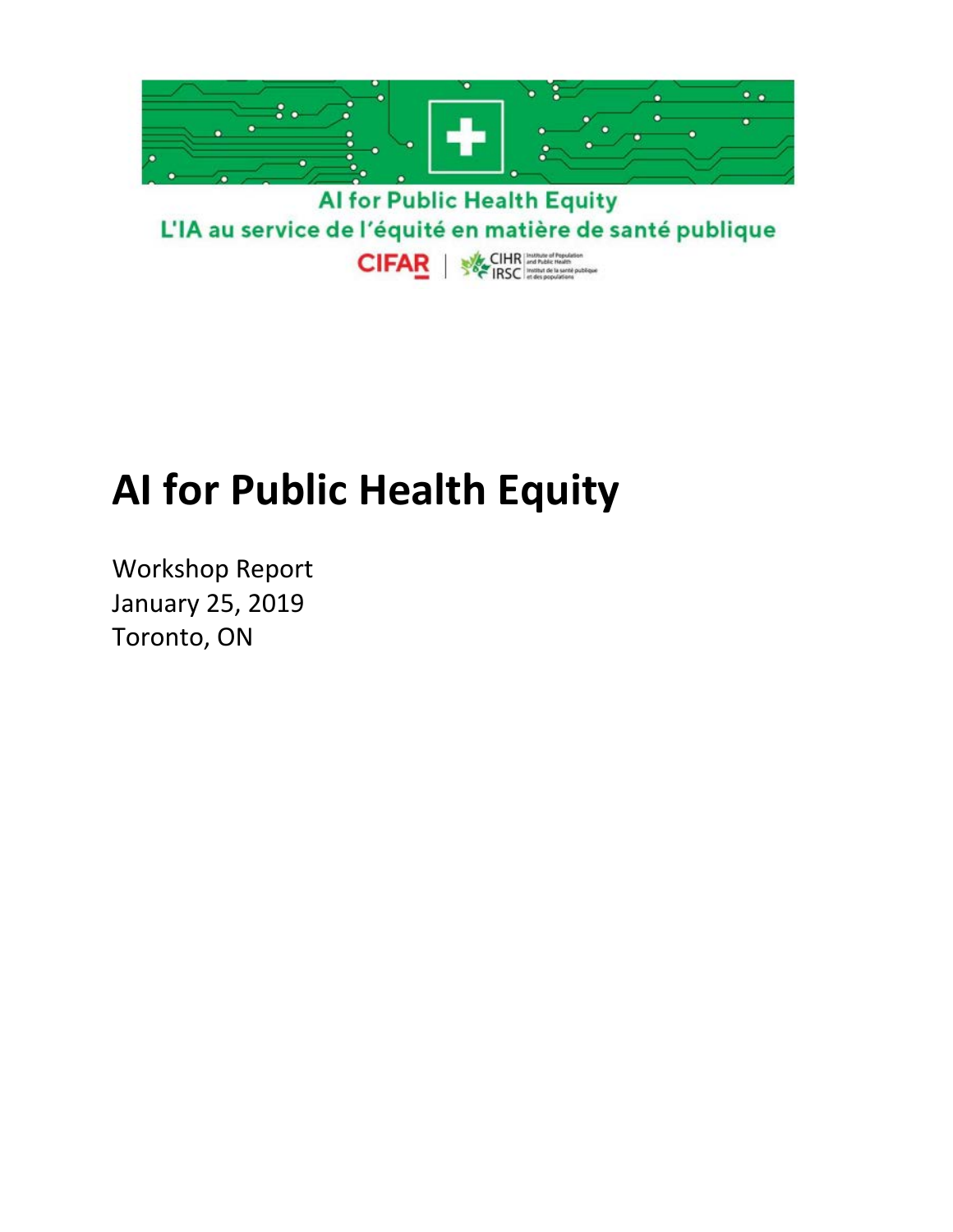AI for Public Health Equity

L'IA au service de l'équité en matière de santé publique

CIFAR | CIHR IRSC Institute of Population and Public Health Institut de la santé publique et des populations

# AI for Public Health Equity

Workshop Report
January 25, 2019
Toronto, ON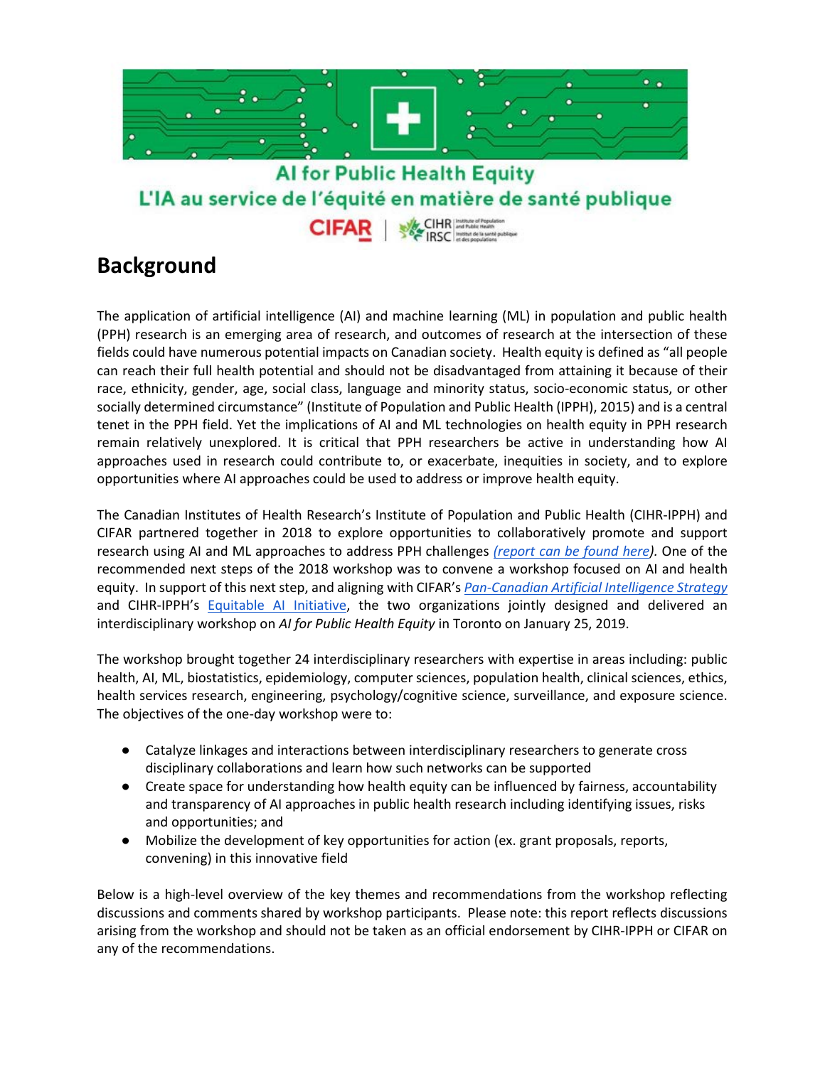AI for Public Health Equity
L'IA au service de l'équité en matière de santé publique

## Background

The application of artificial intelligence (AI) and machine learning (ML) in population and public health (PPH) research is an emerging area of research, and outcomes of research at the intersection of these fields could have numerous potential impacts on Canadian society. Health equity is defined as "all people can reach their full health potential and should not be disadvantaged from attaining it because of their race, ethnicity, gender, age, social class, language and minority status, socio-economic status, or other socially determined circumstance" (Institute of Population and Public Health (IPPH), 2015) and is a central tenet in the PPH field. Yet the implications of AI and ML technologies on health equity in PPH research remain relatively unexplored. It is critical that PPH researchers be active in understanding how AI approaches used in research could contribute to, or exacerbate, inequities in society, and to explore opportunities where AI approaches could be used to address or improve health equity.

The Canadian Institutes of Health Research's Institute of Population and Public Health (CIHR-IPPH) and CIFAR partnered together in 2018 to explore opportunities to collaboratively promote and support research using AI and ML approaches to address PPH challenges *(report can be found here)*. One of the recommended next steps of the 2018 workshop was to convene a workshop focused on AI and health equity. In support of this next step, and aligning with CIFAR's *Pan-Canadian Artificial Intelligence Strategy* and CIHR-IPPH's Equitable AI Initiative, the two organizations jointly designed and delivered an interdisciplinary workshop on *AI for Public Health Equity* in Toronto on January 25, 2019.

The workshop brought together 24 interdisciplinary researchers with expertise in areas including: public health, AI, ML, biostatistics, epidemiology, computer sciences, population health, clinical sciences, ethics, health services research, engineering, psychology/cognitive science, surveillance, and exposure science. The objectives of the one-day workshop were to:

- Catalyze linkages and interactions between interdisciplinary researchers to generate cross disciplinary collaborations and learn how such networks can be supported
- Create space for understanding how health equity can be influenced by fairness, accountability and transparency of AI approaches in public health research including identifying issues, risks and opportunities; and
- Mobilize the development of key opportunities for action (ex. grant proposals, reports, convening) in this innovative field

Below is a high-level overview of the key themes and recommendations from the workshop reflecting discussions and comments shared by workshop participants. Please note: this report reflects discussions arising from the workshop and should not be taken as an official endorsement by CIHR-IPPH or CIFAR on any of the recommendations.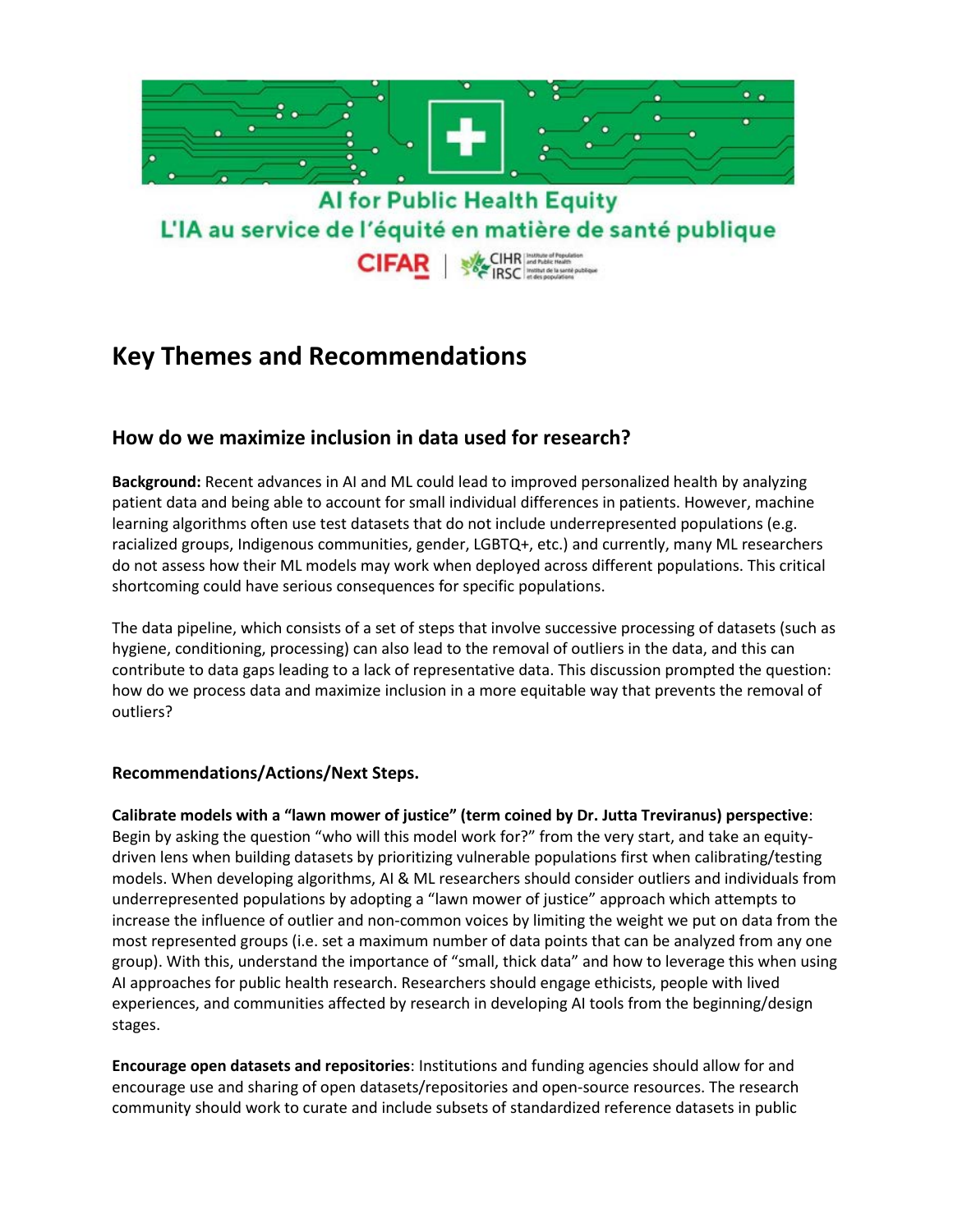AI for Public Health Equity
L'IA au service de l'équité en matière de santé publique

CIFAR | CIHR IRSC Institute of Population and Public Health / Institut de la santé publique et des populations

# Key Themes and Recommendations

## How do we maximize inclusion in data used for research?

**Background:** Recent advances in AI and ML could lead to improved personalized health by analyzing patient data and being able to account for small individual differences in patients. However, machine learning algorithms often use test datasets that do not include underrepresented populations (e.g. racialized groups, Indigenous communities, gender, LGBTQ+, etc.) and currently, many ML researchers do not assess how their ML models may work when deployed across different populations. This critical shortcoming could have serious consequences for specific populations.

The data pipeline, which consists of a set of steps that involve successive processing of datasets (such as hygiene, conditioning, processing) can also lead to the removal of outliers in the data, and this can contribute to data gaps leading to a lack of representative data. This discussion prompted the question: how do we process data and maximize inclusion in a more equitable way that prevents the removal of outliers?

### Recommendations/Actions/Next Steps.

**Calibrate models with a "lawn mower of justice" (term coined by Dr. Jutta Treviranus) perspective**: Begin by asking the question "who will this model work for?" from the very start, and take an equity-driven lens when building datasets by prioritizing vulnerable populations first when calibrating/testing models. When developing algorithms, AI & ML researchers should consider outliers and individuals from underrepresented populations by adopting a "lawn mower of justice" approach which attempts to increase the influence of outlier and non-common voices by limiting the weight we put on data from the most represented groups (i.e. set a maximum number of data points that can be analyzed from any one group). With this, understand the importance of "small, thick data" and how to leverage this when using AI approaches for public health research. Researchers should engage ethicists, people with lived experiences, and communities affected by research in developing AI tools from the beginning/design stages.

**Encourage open datasets and repositories**: Institutions and funding agencies should allow for and encourage use and sharing of open datasets/repositories and open-source resources. The research community should work to curate and include subsets of standardized reference datasets in public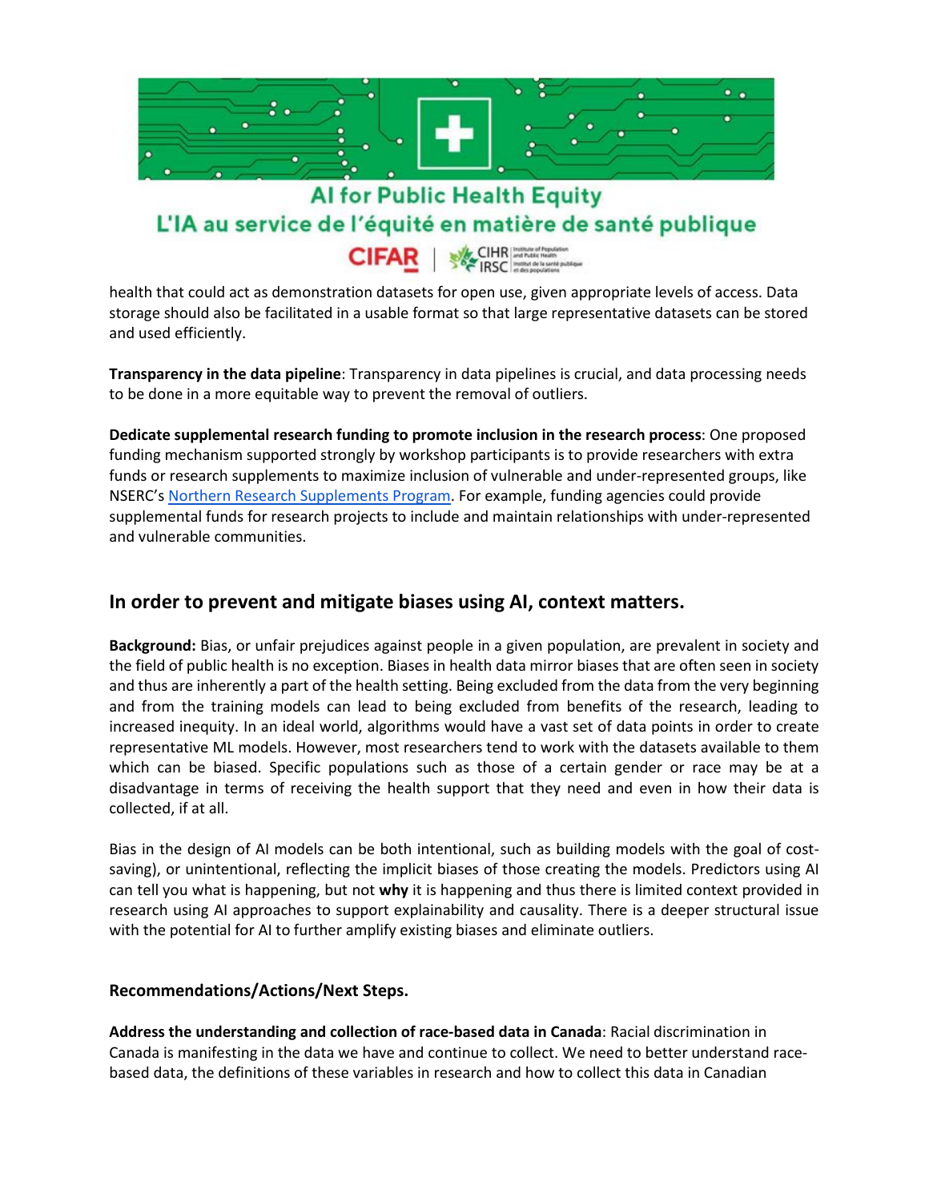health that could act as demonstration datasets for open use, given appropriate levels of access. Data storage should also be facilitated in a usable format so that large representative datasets can be stored and used efficiently.

**Transparency in the data pipeline**: Transparency in data pipelines is crucial, and data processing needs to be done in a more equitable way to prevent the removal of outliers.

**Dedicate supplemental research funding to promote inclusion in the research process**: One proposed funding mechanism supported strongly by workshop participants is to provide researchers with extra funds or research supplements to maximize inclusion of vulnerable and under-represented groups, like NSERC's Northern Research Supplements Program. For example, funding agencies could provide supplemental funds for research projects to include and maintain relationships with under-represented and vulnerable communities.

## In order to prevent and mitigate biases using AI, context matters.

**Background:** Bias, or unfair prejudices against people in a given population, are prevalent in society and the field of public health is no exception. Biases in health data mirror biases that are often seen in society and thus are inherently a part of the health setting. Being excluded from the data from the very beginning and from the training models can lead to being excluded from benefits of the research, leading to increased inequity. In an ideal world, algorithms would have a vast set of data points in order to create representative ML models. However, most researchers tend to work with the datasets available to them which can be biased. Specific populations such as those of a certain gender or race may be at a disadvantage in terms of receiving the health support that they need and even in how their data is collected, if at all.

Bias in the design of AI models can be both intentional, such as building models with the goal of cost-saving), or unintentional, reflecting the implicit biases of those creating the models. Predictors using AI can tell you what is happening, but not **why** it is happening and thus there is limited context provided in research using AI approaches to support explainability and causality. There is a deeper structural issue with the potential for AI to further amplify existing biases and eliminate outliers.

### Recommendations/Actions/Next Steps.

**Address the understanding and collection of race-based data in Canada**: Racial discrimination in Canada is manifesting in the data we have and continue to collect. We need to better understand race-based data, the definitions of these variables in research and how to collect this data in Canadian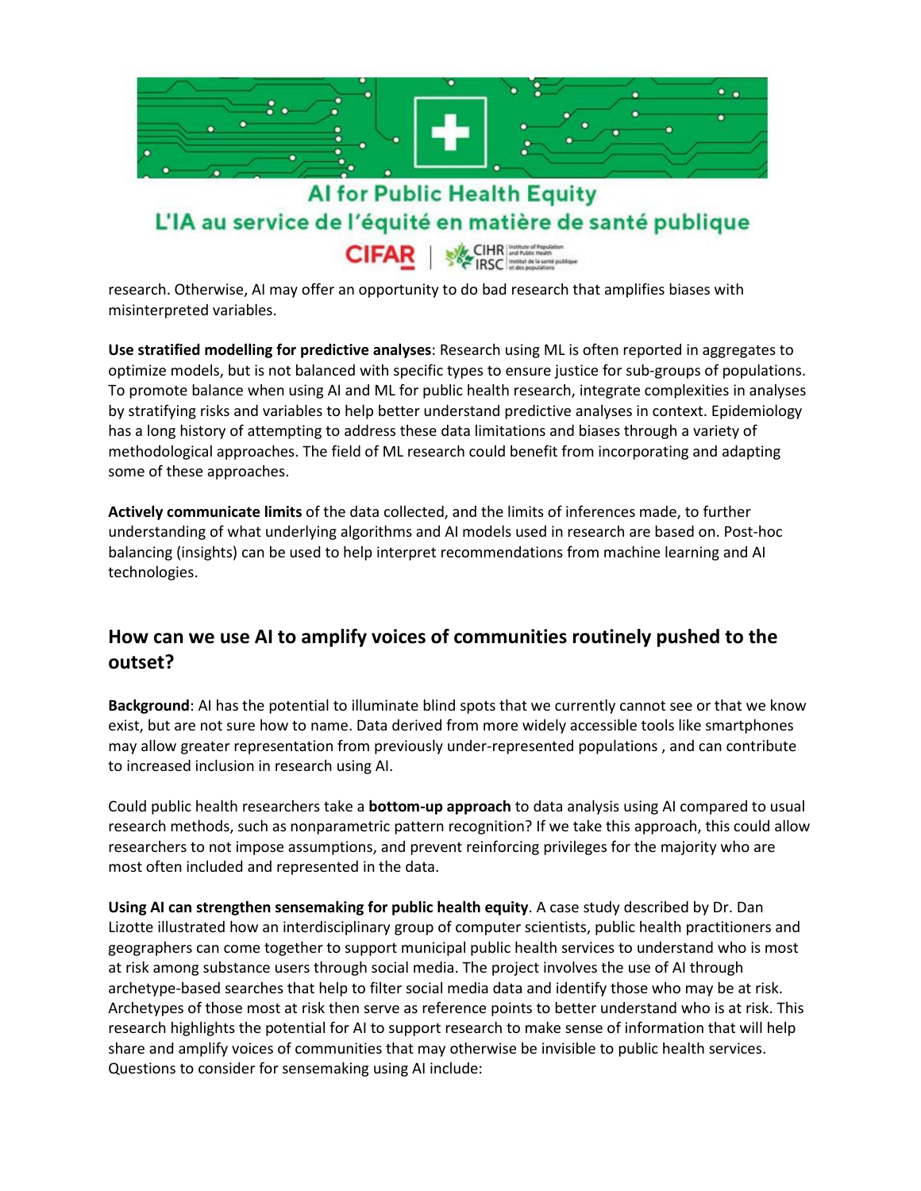research. Otherwise, AI may offer an opportunity to do bad research that amplifies biases with misinterpreted variables.

**Use stratified modelling for predictive analyses**: Research using ML is often reported in aggregates to optimize models, but is not balanced with specific types to ensure justice for sub-groups of populations. To promote balance when using AI and ML for public health research, integrate complexities in analyses by stratifying risks and variables to help better understand predictive analyses in context. Epidemiology has a long history of attempting to address these data limitations and biases through a variety of methodological approaches. The field of ML research could benefit from incorporating and adapting some of these approaches.

**Actively communicate limits** of the data collected, and the limits of inferences made, to further understanding of what underlying algorithms and AI models used in research are based on. Post-hoc balancing (insights) can be used to help interpret recommendations from machine learning and AI technologies.

## How can we use AI to amplify voices of communities routinely pushed to the outset?

**Background**: AI has the potential to illuminate blind spots that we currently cannot see or that we know exist, but are not sure how to name. Data derived from more widely accessible tools like smartphones may allow greater representation from previously under-represented populations , and can contribute to increased inclusion in research using AI.

Could public health researchers take a **bottom-up approach** to data analysis using AI compared to usual research methods, such as nonparametric pattern recognition? If we take this approach, this could allow researchers to not impose assumptions, and prevent reinforcing privileges for the majority who are most often included and represented in the data.

**Using AI can strengthen sensemaking for public health equity**. A case study described by Dr. Dan Lizotte illustrated how an interdisciplinary group of computer scientists, public health practitioners and geographers can come together to support municipal public health services to understand who is most at risk among substance users through social media. The project involves the use of AI through archetype-based searches that help to filter social media data and identify those who may be at risk. Archetypes of those most at risk then serve as reference points to better understand who is at risk. This research highlights the potential for AI to support research to make sense of information that will help share and amplify voices of communities that may otherwise be invisible to public health services. Questions to consider for sensemaking using AI include: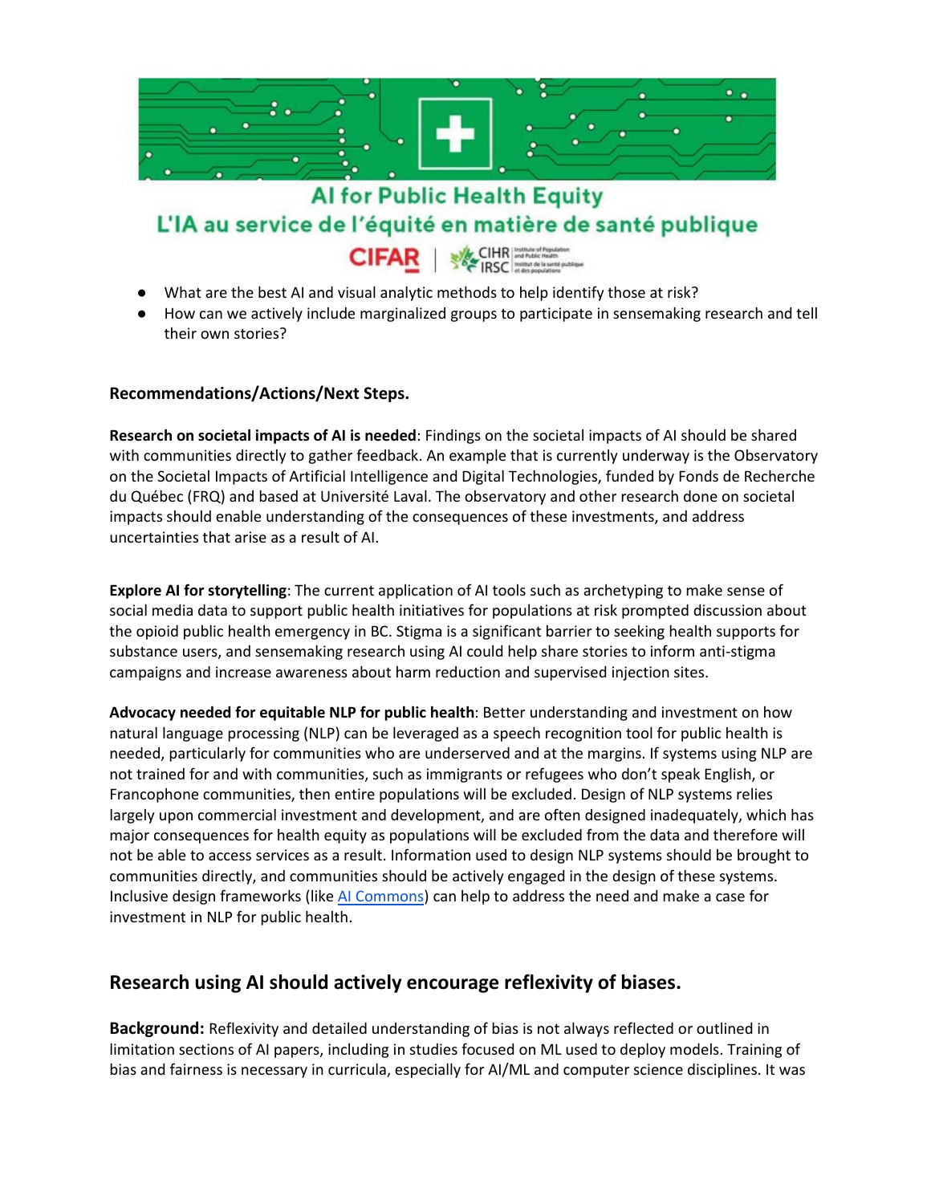- What are the best AI and visual analytic methods to help identify those at risk?
- How can we actively include marginalized groups to participate in sensemaking research and tell their own stories?

### Recommendations/Actions/Next Steps.

**Research on societal impacts of AI is needed**: Findings on the societal impacts of AI should be shared with communities directly to gather feedback. An example that is currently underway is the Observatory on the Societal Impacts of Artificial Intelligence and Digital Technologies, funded by Fonds de Recherche du Québec (FRQ) and based at Université Laval. The observatory and other research done on societal impacts should enable understanding of the consequences of these investments, and address uncertainties that arise as a result of AI.

**Explore AI for storytelling**: The current application of AI tools such as archetyping to make sense of social media data to support public health initiatives for populations at risk prompted discussion about the opioid public health emergency in BC. Stigma is a significant barrier to seeking health supports for substance users, and sensemaking research using AI could help share stories to inform anti-stigma campaigns and increase awareness about harm reduction and supervised injection sites.

**Advocacy needed for equitable NLP for public health**: Better understanding and investment on how natural language processing (NLP) can be leveraged as a speech recognition tool for public health is needed, particularly for communities who are underserved and at the margins. If systems using NLP are not trained for and with communities, such as immigrants or refugees who don't speak English, or Francophone communities, then entire populations will be excluded. Design of NLP systems relies largely upon commercial investment and development, and are often designed inadequately, which has major consequences for health equity as populations will be excluded from the data and therefore will not be able to access services as a result. Information used to design NLP systems should be brought to communities directly, and communities should be actively engaged in the design of these systems. Inclusive design frameworks (like AI Commons) can help to address the need and make a case for investment in NLP for public health.

## Research using AI should actively encourage reflexivity of biases.

**Background:** Reflexivity and detailed understanding of bias is not always reflected or outlined in limitation sections of AI papers, including in studies focused on ML used to deploy models. Training of bias and fairness is necessary in curricula, especially for AI/ML and computer science disciplines. It was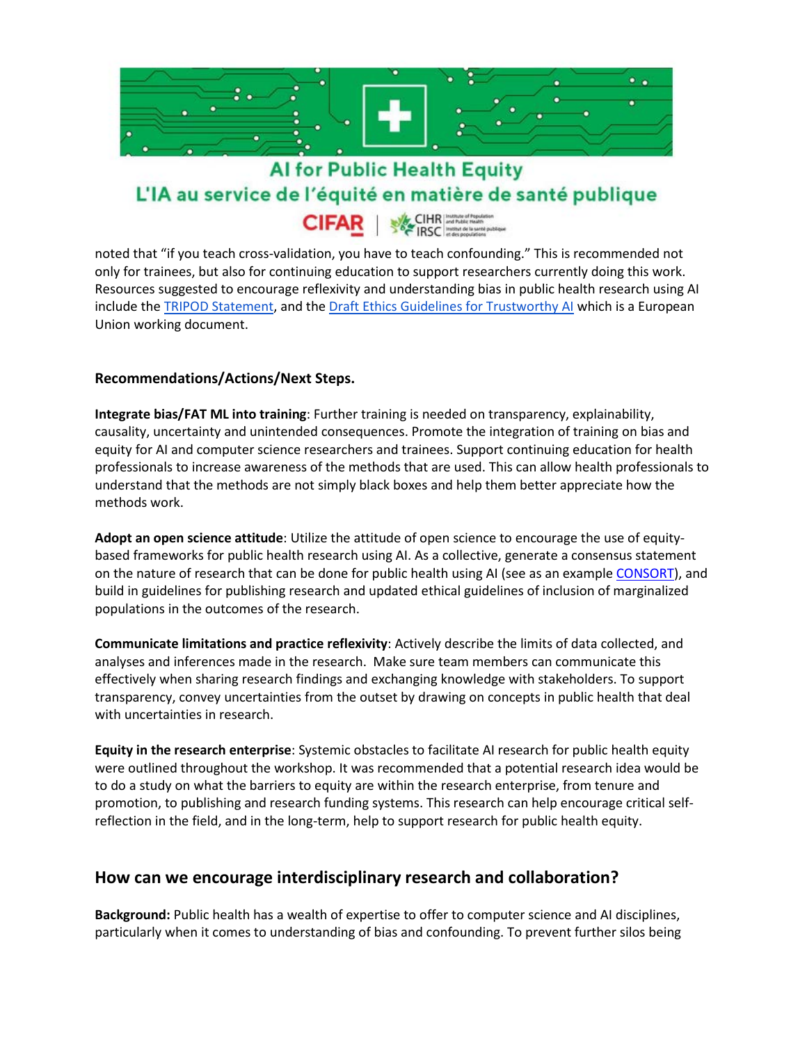noted that "if you teach cross-validation, you have to teach confounding." This is recommended not only for trainees, but also for continuing education to support researchers currently doing this work. Resources suggested to encourage reflexivity and understanding bias in public health research using AI include the [TRIPOD Statement](), and the [Draft Ethics Guidelines for Trustworthy AI]() which is a European Union working document.

### Recommendations/Actions/Next Steps.

**Integrate bias/FAT ML into training**: Further training is needed on transparency, explainability, causality, uncertainty and unintended consequences. Promote the integration of training on bias and equity for AI and computer science researchers and trainees. Support continuing education for health professionals to increase awareness of the methods that are used. This can allow health professionals to understand that the methods are not simply black boxes and help them better appreciate how the methods work.

**Adopt an open science attitude**: Utilize the attitude of open science to encourage the use of equity-based frameworks for public health research using AI. As a collective, generate a consensus statement on the nature of research that can be done for public health using AI (see as an example [CONSORT]()), and build in guidelines for publishing research and updated ethical guidelines of inclusion of marginalized populations in the outcomes of the research.

**Communicate limitations and practice reflexivity**: Actively describe the limits of data collected, and analyses and inferences made in the research. Make sure team members can communicate this effectively when sharing research findings and exchanging knowledge with stakeholders. To support transparency, convey uncertainties from the outset by drawing on concepts in public health that deal with uncertainties in research.

**Equity in the research enterprise**: Systemic obstacles to facilitate AI research for public health equity were outlined throughout the workshop. It was recommended that a potential research idea would be to do a study on what the barriers to equity are within the research enterprise, from tenure and promotion, to publishing and research funding systems. This research can help encourage critical self-reflection in the field, and in the long-term, help to support research for public health equity.

## How can we encourage interdisciplinary research and collaboration?

**Background:** Public health has a wealth of expertise to offer to computer science and AI disciplines, particularly when it comes to understanding of bias and confounding. To prevent further silos being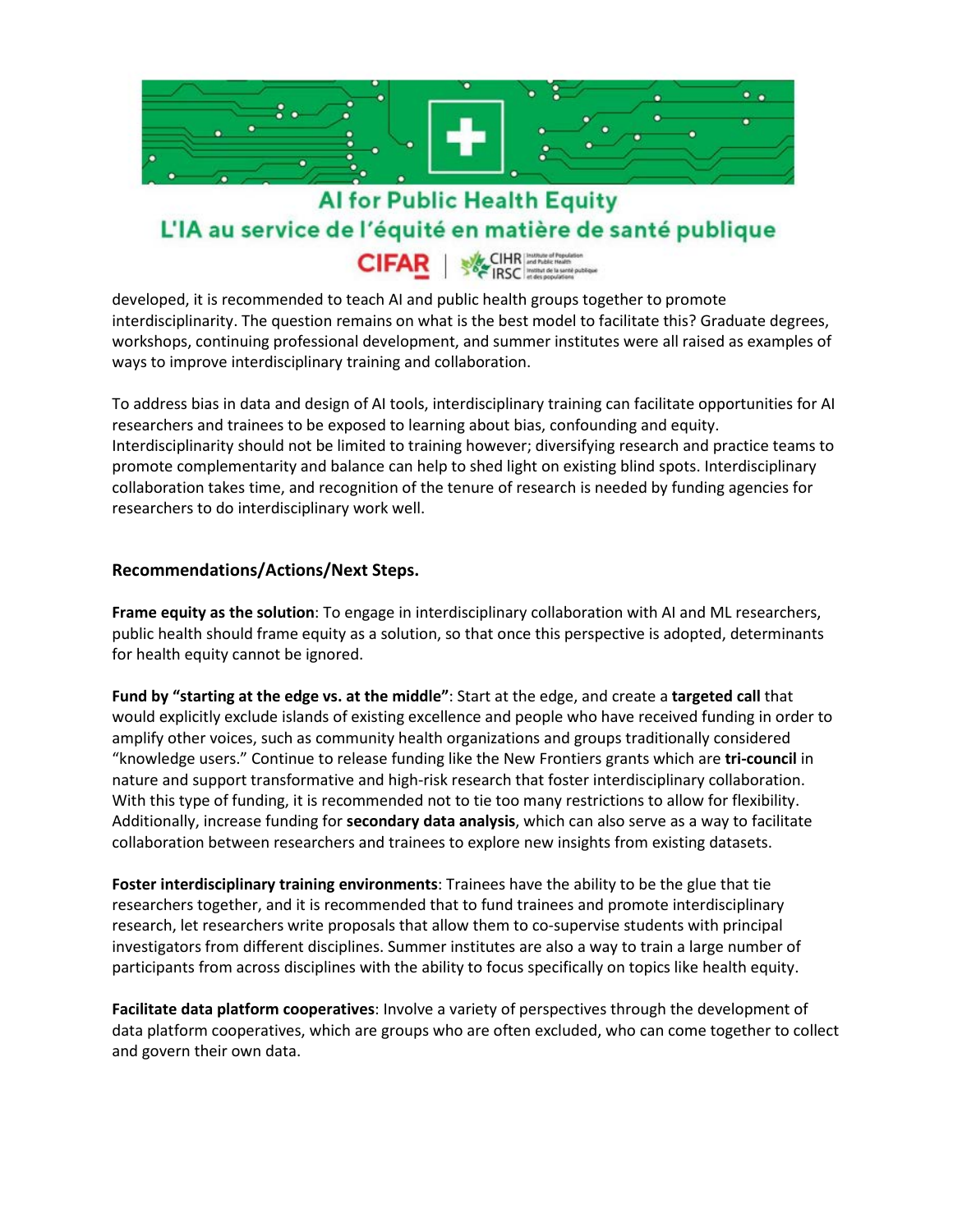developed, it is recommended to teach AI and public health groups together to promote interdisciplinarity. The question remains on what is the best model to facilitate this? Graduate degrees, workshops, continuing professional development, and summer institutes were all raised as examples of ways to improve interdisciplinary training and collaboration.

To address bias in data and design of AI tools, interdisciplinary training can facilitate opportunities for AI researchers and trainees to be exposed to learning about bias, confounding and equity. Interdisciplinarity should not be limited to training however; diversifying research and practice teams to promote complementarity and balance can help to shed light on existing blind spots. Interdisciplinary collaboration takes time, and recognition of the tenure of research is needed by funding agencies for researchers to do interdisciplinary work well.

### Recommendations/Actions/Next Steps.

**Frame equity as the solution**: To engage in interdisciplinary collaboration with AI and ML researchers, public health should frame equity as a solution, so that once this perspective is adopted, determinants for health equity cannot be ignored.

**Fund by "starting at the edge vs. at the middle"**: Start at the edge, and create a **targeted call** that would explicitly exclude islands of existing excellence and people who have received funding in order to amplify other voices, such as community health organizations and groups traditionally considered "knowledge users." Continue to release funding like the New Frontiers grants which are **tri-council** in nature and support transformative and high-risk research that foster interdisciplinary collaboration. With this type of funding, it is recommended not to tie too many restrictions to allow for flexibility. Additionally, increase funding for **secondary data analysis**, which can also serve as a way to facilitate collaboration between researchers and trainees to explore new insights from existing datasets.

**Foster interdisciplinary training environments**: Trainees have the ability to be the glue that tie researchers together, and it is recommended that to fund trainees and promote interdisciplinary research, let researchers write proposals that allow them to co-supervise students with principal investigators from different disciplines. Summer institutes are also a way to train a large number of participants from across disciplines with the ability to focus specifically on topics like health equity.

**Facilitate data platform cooperatives**: Involve a variety of perspectives through the development of data platform cooperatives, which are groups who are often excluded, who can come together to collect and govern their own data.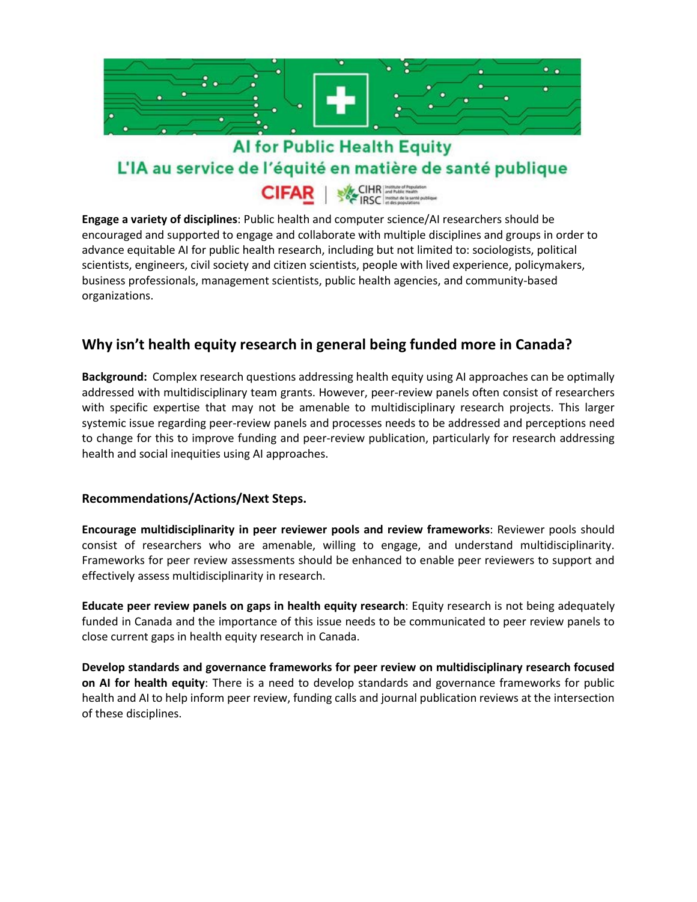**Engage a variety of disciplines**: Public health and computer science/AI researchers should be encouraged and supported to engage and collaborate with multiple disciplines and groups in order to advance equitable AI for public health research, including but not limited to: sociologists, political scientists, engineers, civil society and citizen scientists, people with lived experience, policymakers, business professionals, management scientists, public health agencies, and community-based organizations.

## Why isn't health equity research in general being funded more in Canada?

**Background:** Complex research questions addressing health equity using AI approaches can be optimally addressed with multidisciplinary team grants. However, peer-review panels often consist of researchers with specific expertise that may not be amenable to multidisciplinary research projects. This larger systemic issue regarding peer-review panels and processes needs to be addressed and perceptions need to change for this to improve funding and peer-review publication, particularly for research addressing health and social inequities using AI approaches.

### Recommendations/Actions/Next Steps.

**Encourage multidisciplinarity in peer reviewer pools and review frameworks**: Reviewer pools should consist of researchers who are amenable, willing to engage, and understand multidisciplinarity. Frameworks for peer review assessments should be enhanced to enable peer reviewers to support and effectively assess multidisciplinarity in research.

**Educate peer review panels on gaps in health equity research**: Equity research is not being adequately funded in Canada and the importance of this issue needs to be communicated to peer review panels to close current gaps in health equity research in Canada.

**Develop standards and governance frameworks for peer review on multidisciplinary research focused on AI for health equity**: There is a need to develop standards and governance frameworks for public health and AI to help inform peer review, funding calls and journal publication reviews at the intersection of these disciplines.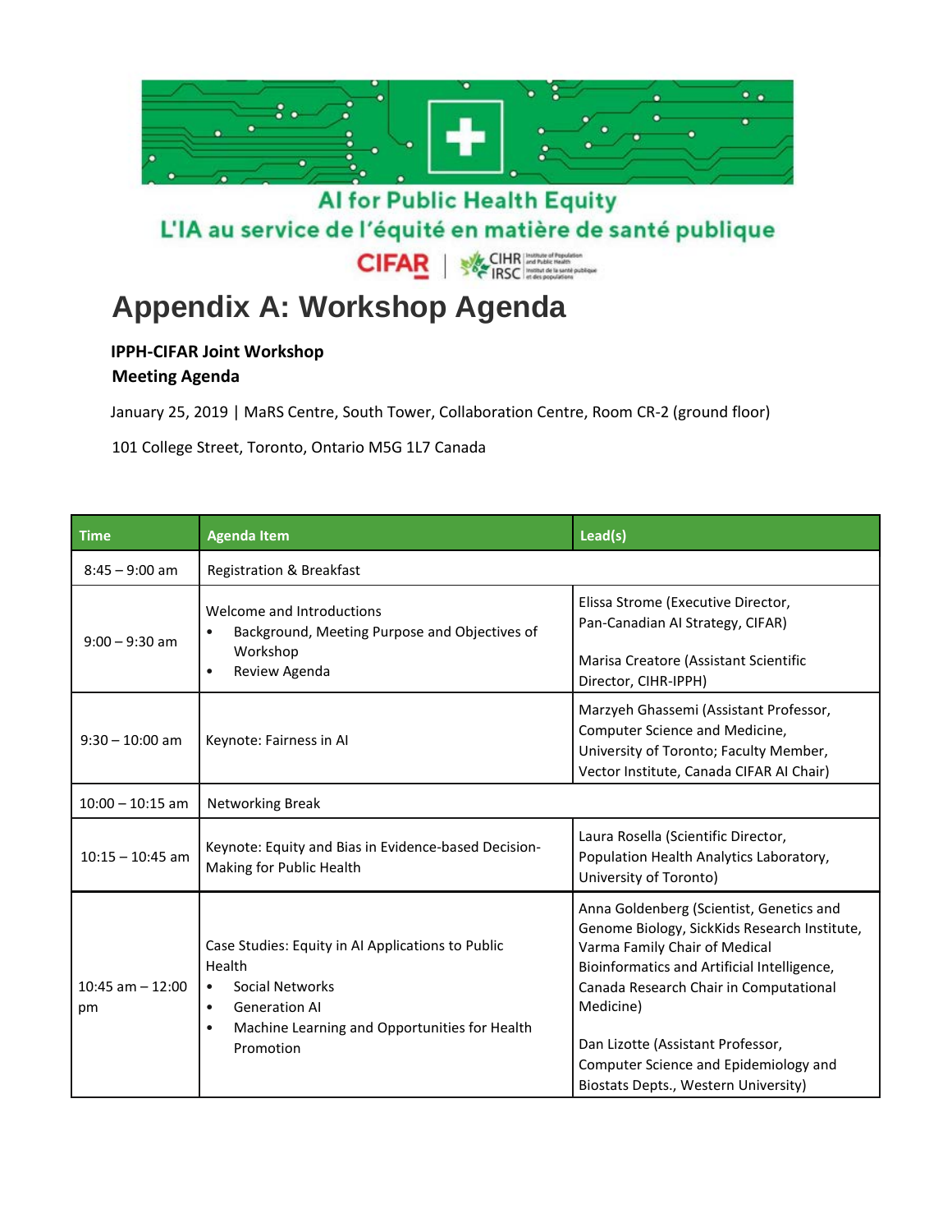AI for Public Health Equity

L'IA au service de l'équité en matière de santé publique

CIFAR | CIHR IRSC

# Appendix A: Workshop Agenda

**IPPH-CIFAR Joint Workshop**
**Meeting Agenda**

January 25, 2019 | MaRS Centre, South Tower, Collaboration Centre, Room CR-2 (ground floor)

101 College Street, Toronto, Ontario M5G 1L7 Canada

| Time | Agenda Item | Lead(s) |
|---|---|---|
| 8:45 – 9:00 am | Registration & Breakfast | |
| 9:00 – 9:30 am | Welcome and Introductions<br>• Background, Meeting Purpose and Objectives of Workshop<br>• Review Agenda | Elissa Strome (Executive Director, Pan-Canadian AI Strategy, CIFAR)<br><br>Marisa Creatore (Assistant Scientific Director, CIHR-IPPH) |
| 9:30 – 10:00 am | Keynote: Fairness in AI | Marzyeh Ghassemi (Assistant Professor, Computer Science and Medicine, University of Toronto; Faculty Member, Vector Institute, Canada CIFAR AI Chair) |
| 10:00 – 10:15 am | Networking Break | |
| 10:15 – 10:45 am | Keynote: Equity and Bias in Evidence-based Decision-Making for Public Health | Laura Rosella (Scientific Director, Population Health Analytics Laboratory, University of Toronto) |
| 10:45 am – 12:00 pm | Case Studies: Equity in AI Applications to Public Health<br>• Social Networks<br>• Generation AI<br>• Machine Learning and Opportunities for Health Promotion | Anna Goldenberg (Scientist, Genetics and Genome Biology, SickKids Research Institute, Varma Family Chair of Medical Bioinformatics and Artificial Intelligence, Canada Research Chair in Computational Medicine)<br><br>Dan Lizotte (Assistant Professor, Computer Science and Epidemiology and Biostats Depts., Western University) |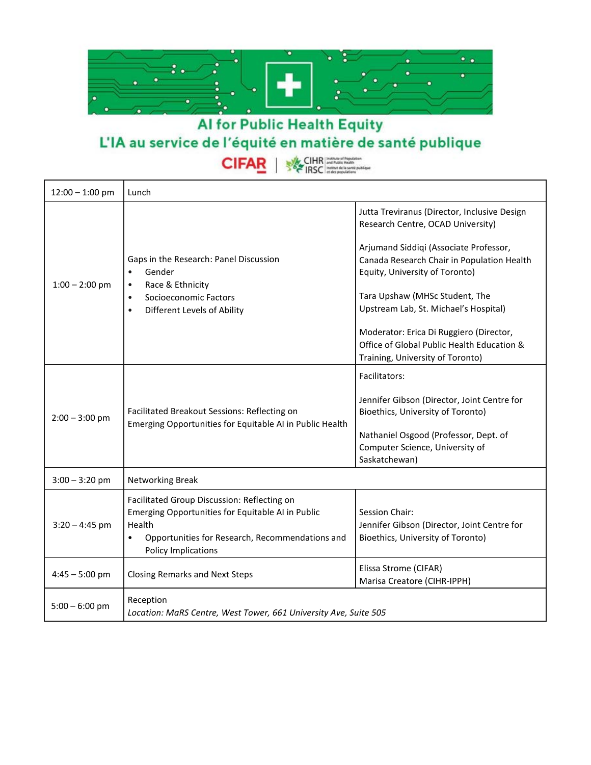# AI for Public Health Equity

# L'IA au service de l'équité en matière de santé publique

CIFAR | CIHR IRSC Institute of Population and Public Health / Institut de la santé publique et des populations

| | | |
|---|---|---|
| 12:00 – 1:00 pm | Lunch | |
| 1:00 – 2:00 pm | Gaps in the Research: Panel Discussion<br>• Gender<br>• Race & Ethnicity<br>• Socioeconomic Factors<br>• Different Levels of Ability | Jutta Treviranus (Director, Inclusive Design Research Centre, OCAD University)<br><br>Arjumand Siddiqi (Associate Professor, Canada Research Chair in Population Health Equity, University of Toronto)<br><br>Tara Upshaw (MHSc Student, The Upstream Lab, St. Michael's Hospital)<br><br>Moderator: Erica Di Ruggiero (Director, Office of Global Public Health Education & Training, University of Toronto) |
| 2:00 – 3:00 pm | Facilitated Breakout Sessions: Reflecting on Emerging Opportunities for Equitable AI in Public Health | Facilitators:<br><br>Jennifer Gibson (Director, Joint Centre for Bioethics, University of Toronto)<br><br>Nathaniel Osgood (Professor, Dept. of Computer Science, University of Saskatchewan) |
| 3:00 – 3:20 pm | Networking Break | |
| 3:20 – 4:45 pm | Facilitated Group Discussion: Reflecting on Emerging Opportunities for Equitable AI in Public Health<br>• Opportunities for Research, Recommendations and Policy Implications | Session Chair:<br>Jennifer Gibson (Director, Joint Centre for Bioethics, University of Toronto) |
| 4:45 – 5:00 pm | Closing Remarks and Next Steps | Elissa Strome (CIFAR)<br>Marisa Creatore (CIHR-IPPH) |
| 5:00 – 6:00 pm | Reception<br>*Location: MaRS Centre, West Tower, 661 University Ave, Suite 505* | |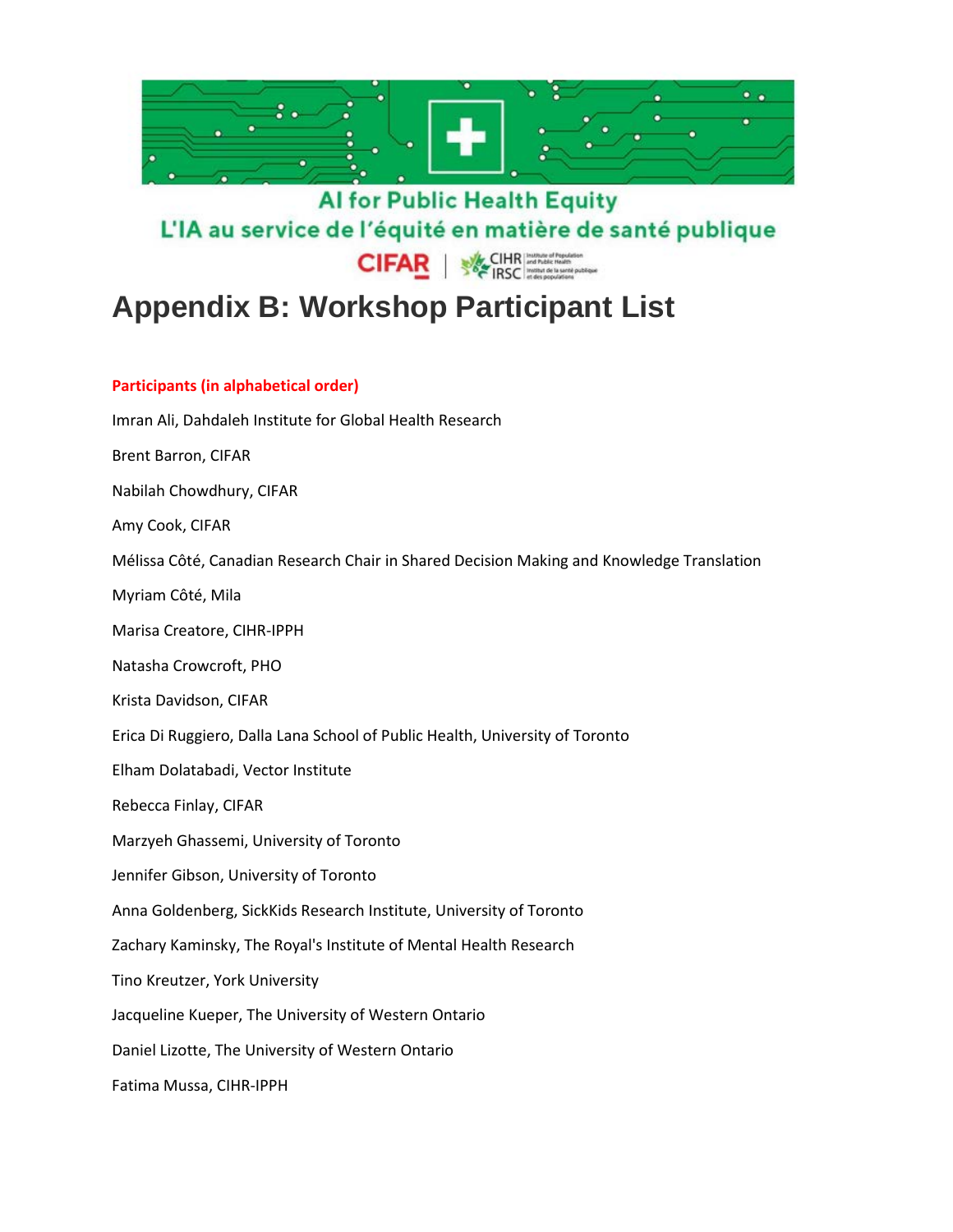AI for Public Health Equity

L'IA au service de l'équité en matière de santé publique

CIFAR | CIHR IRSC Institute of Population and Public Health / Institut de la santé publique et des populations

# Appendix B: Workshop Participant List

**Participants (in alphabetical order)**

Imran Ali, Dahdaleh Institute for Global Health Research

Brent Barron, CIFAR

Nabilah Chowdhury, CIFAR

Amy Cook, CIFAR

Mélissa Côté, Canadian Research Chair in Shared Decision Making and Knowledge Translation

Myriam Côté, Mila

Marisa Creatore, CIHR-IPPH

Natasha Crowcroft, PHO

Krista Davidson, CIFAR

Erica Di Ruggiero, Dalla Lana School of Public Health, University of Toronto

Elham Dolatabadi, Vector Institute

Rebecca Finlay, CIFAR

Marzyeh Ghassemi, University of Toronto

Jennifer Gibson, University of Toronto

Anna Goldenberg, SickKids Research Institute, University of Toronto

Zachary Kaminsky, The Royal's Institute of Mental Health Research

Tino Kreutzer, York University

Jacqueline Kueper, The University of Western Ontario

Daniel Lizotte, The University of Western Ontario

Fatima Mussa, CIHR-IPPH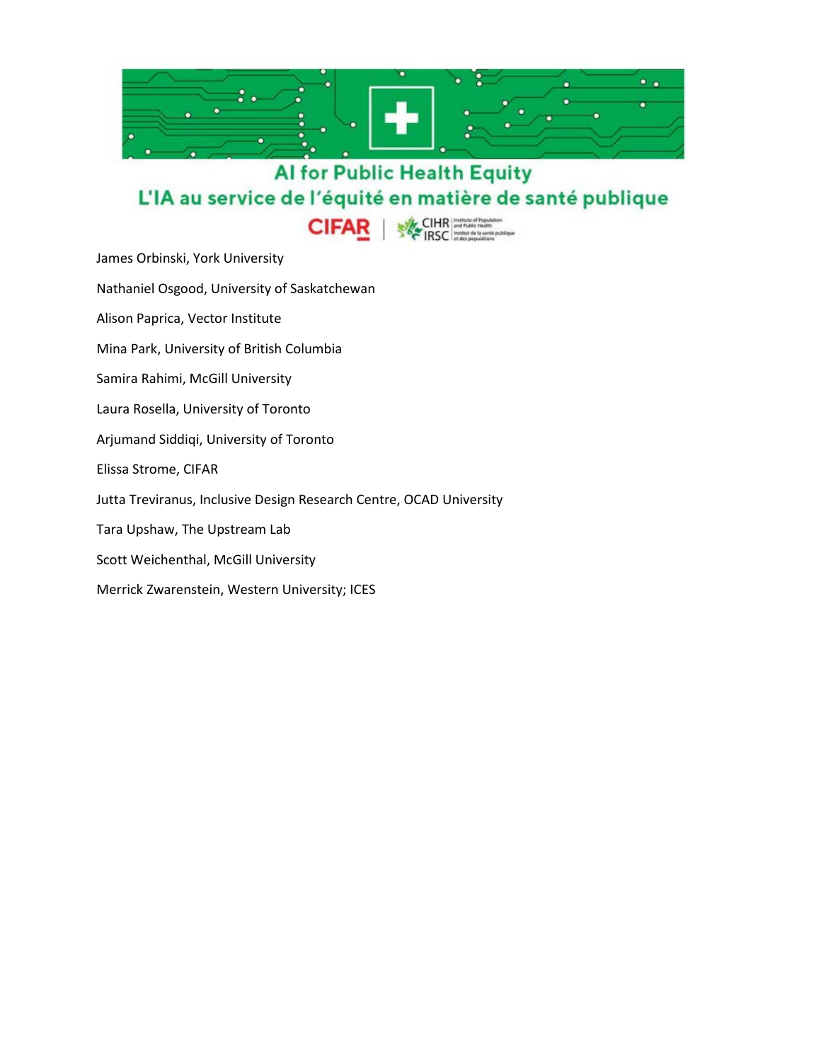AI for Public Health Equity

L'IA au service de l'équité en matière de santé publique

James Orbinski, York University

Nathaniel Osgood, University of Saskatchewan

Alison Paprica, Vector Institute

Mina Park, University of British Columbia

Samira Rahimi, McGill University

Laura Rosella, University of Toronto

Arjumand Siddiqi, University of Toronto

Elissa Strome, CIFAR

Jutta Treviranus, Inclusive Design Research Centre, OCAD University

Tara Upshaw, The Upstream Lab

Scott Weichenthal, McGill University

Merrick Zwarenstein, Western University; ICES